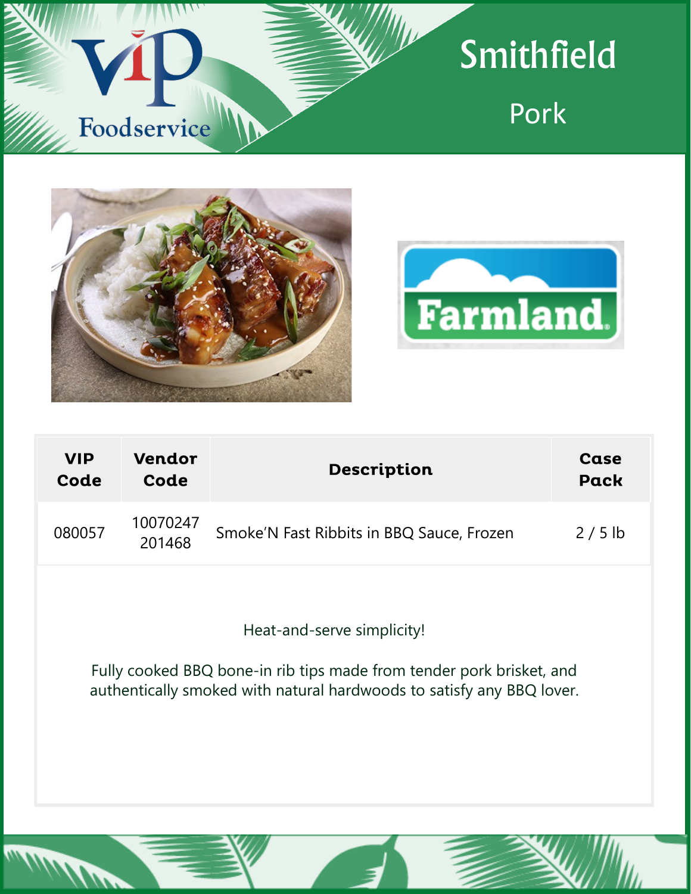VIP Foodservice

# Smithfield

## Pork

Farmland

| VIP Code | Vendor Code | Description | Case Pack |
|---|---|---|---|
| 080057 | 10070247 201468 | Smoke'N Fast Ribbits in BBQ Sauce, Frozen | 2 / 5 lb |

Heat-and-serve simplicity!

Fully cooked BBQ bone-in rib tips made from tender pork brisket, and authentically smoked with natural hardwoods to satisfy any BBQ lover.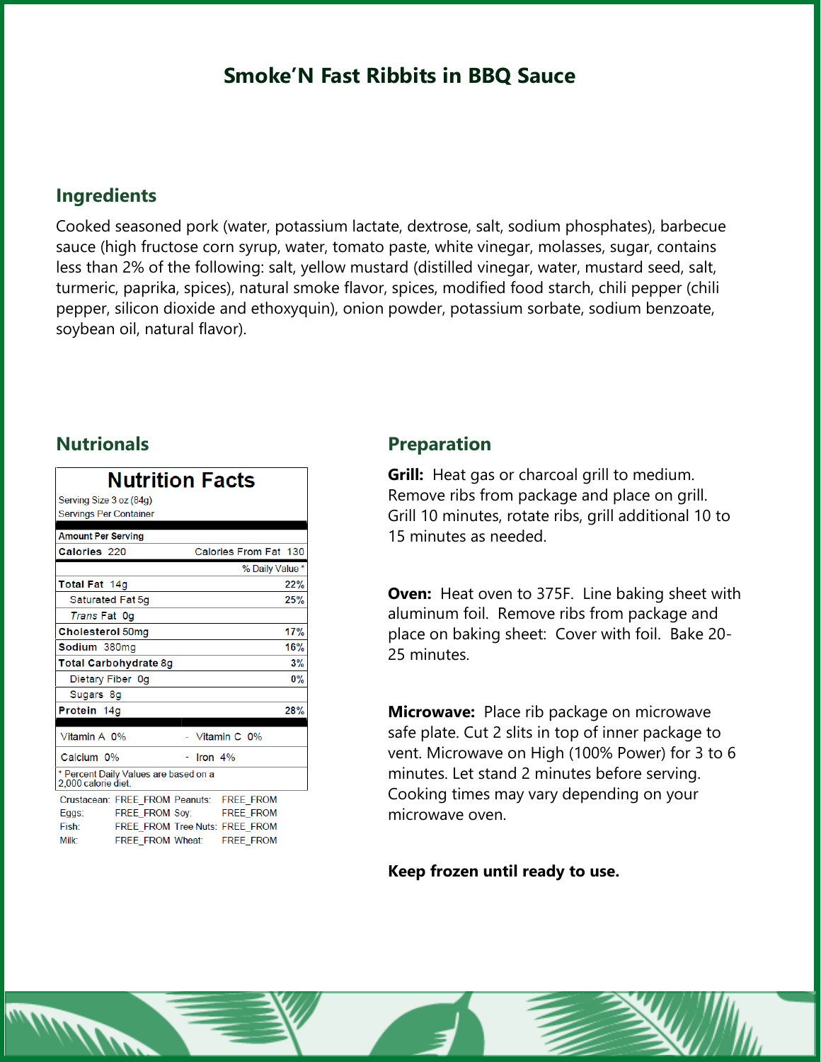# Smoke'N Fast Ribbits in BBQ Sauce

## Ingredients

Cooked seasoned pork (water, potassium lactate, dextrose, salt, sodium phosphates), barbecue sauce (high fructose corn syrup, water, tomato paste, white vinegar, molasses, sugar, contains less than 2% of the following: salt, yellow mustard (distilled vinegar, water, mustard seed, salt, turmeric, paprika, spices), natural smoke flavor, spices, modified food starch, chili pepper (chili pepper, silicon dioxide and ethoxyquin), onion powder, potassium sorbate, sodium benzoate, soybean oil, natural flavor).

## Nutrionals

**Nutrition Facts**

Serving Size 3 oz (84g)
Servings Per Container

| Amount Per Serving | |
|---|---|
| **Calories** 220 | Calories From Fat 130 |
| | % Daily Value * |
| **Total Fat** 14g | 22% |
| Saturated Fat 5g | 25% |
| *Trans* Fat 0g | |
| **Cholesterol** 50mg | 17% |
| **Sodium** 380mg | 16% |
| **Total Carbohydrate** 8g | 3% |
| Dietary Fiber 0g | 0% |
| Sugars 8g | |
| **Protein** 14g | 28% |
| Vitamin A 0% | Vitamin C 0% |
| Calcium 0% | Iron 4% |

\* Percent Daily Values are based on a 2,000 calorie diet.

| | | | |
|---|---|---|---|
| Crustacean: | FREE_FROM | Peanuts: | FREE_FROM |
| Eggs: | FREE_FROM | Soy: | FREE_FROM |
| Fish: | FREE_FROM | Tree Nuts: | FREE_FROM |
| Milk: | FREE_FROM | Wheat: | FREE_FROM |

## Preparation

**Grill:** Heat gas or charcoal grill to medium. Remove ribs from package and place on grill. Grill 10 minutes, rotate ribs, grill additional 10 to 15 minutes as needed.

**Oven:** Heat oven to 375F. Line baking sheet with aluminum foil. Remove ribs from package and place on baking sheet: Cover with foil. Bake 20-25 minutes.

**Microwave:** Place rib package on microwave safe plate. Cut 2 slits in top of inner package to vent. Microwave on High (100% Power) for 3 to 6 minutes. Let stand 2 minutes before serving. Cooking times may vary depending on your microwave oven.

**Keep frozen until ready to use.**